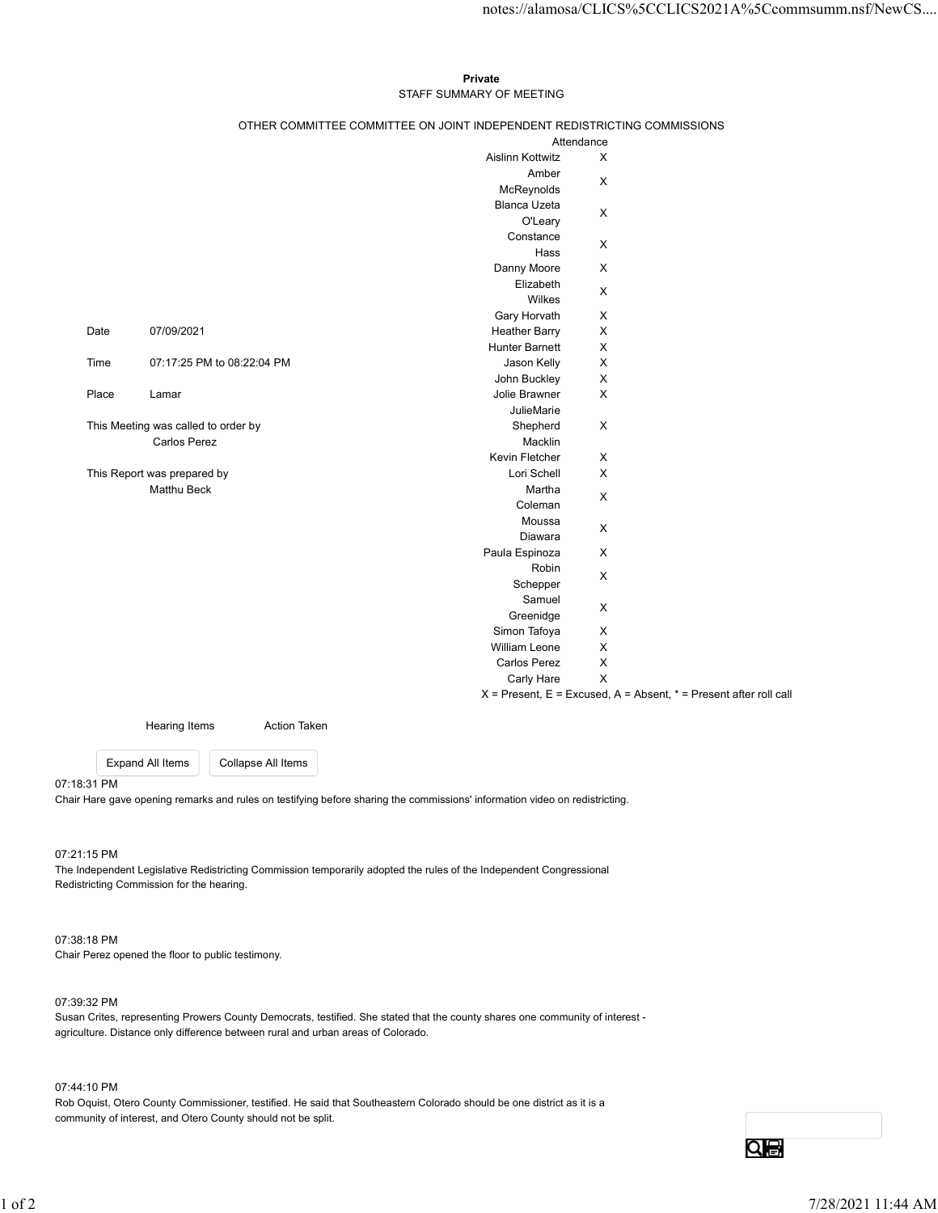**Private**

STAFF SUMMARY OF MEETING

OTHER COMMITTEE COMMITTEE ON JOINT INDEPENDENT REDISTRICTING COMMISSIONS

| | |
|---|---|
| Date | 07/09/2021 |
| Time | 07:17:25 PM to 08:22:04 PM |
| Place | Lamar |

This Meeting was called to order by
Carlos Perez

This Report was prepared by
Matthu Beck

| Attendance | |
|---|---|
| Aislinn Kottwitz | X |
| Amber McReynolds | X |
| Blanca Uzeta O'Leary | X |
| Constance Hass | X |
| Danny Moore | X |
| Elizabeth Wilkes | X |
| Gary Horvath | X |
| Heather Barry | X |
| Hunter Barnett | X |
| Jason Kelly | X |
| John Buckley | X |
| Jolie Brawner | X |
| JulieMarie Shepherd Macklin | X |
| Kevin Fletcher | X |
| Lori Schell | X |
| Martha Coleman | X |
| Moussa Diawara | X |
| Paula Espinoza | X |
| Robin Schepper | X |
| Samuel Greenidge | X |
| Simon Tafoya | X |
| William Leone | X |
| Carlos Perez | X |
| Carly Hare | X |

X = Present, E = Excused, A = Absent, * = Present after roll call

| Hearing Items | Action Taken |
|---|---|

07:18:31 PM
Chair Hare gave opening remarks and rules on testifying before sharing the commissions' information video on redistricting.

07:21:15 PM
The Independent Legislative Redistricting Commission temporarily adopted the rules of the Independent Congressional Redistricting Commission for the hearing.

07:38:18 PM
Chair Perez opened the floor to public testimony.

07:39:32 PM
Susan Crites, representing Prowers County Democrats, testified. She stated that the county shares one community of interest - agriculture. Distance only difference between rural and urban areas of Colorado.

07:44:10 PM
Rob Oquist, Otero County Commissioner, testified. He said that Southeastern Colorado should be one district as it is a community of interest, and Otero County should not be split.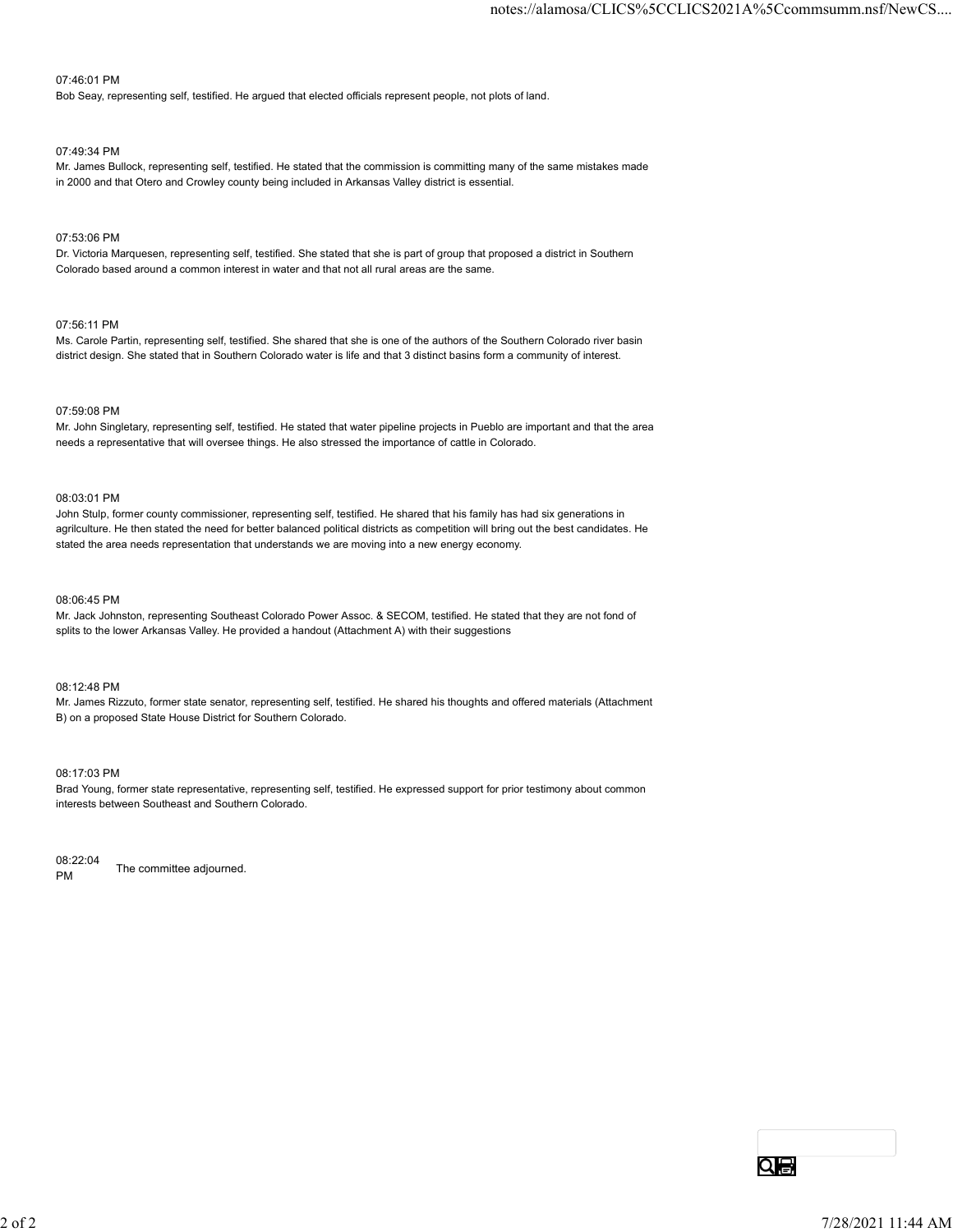07:46:01 PM

Bob Seay, representing self, testified. He argued that elected officials represent people, not plots of land.

07:49:34 PM

Mr. James Bullock, representing self, testified. He stated that the commission is committing many of the same mistakes made in 2000 and that Otero and Crowley county being included in Arkansas Valley district is essential.

07:53:06 PM

Dr. Victoria Marquesen, representing self, testified. She stated that she is part of group that proposed a district in Southern Colorado based around a common interest in water and that not all rural areas are the same.

07:56:11 PM

Ms. Carole Partin, representing self, testified. She shared that she is one of the authors of the Southern Colorado river basin district design. She stated that in Southern Colorado water is life and that 3 distinct basins form a community of interest.

07:59:08 PM

Mr. John Singletary, representing self, testified. He stated that water pipeline projects in Pueblo are important and that the area needs a representative that will oversee things. He also stressed the importance of cattle in Colorado.

08:03:01 PM

John Stulp, former county commissioner, representing self, testified. He shared that his family has had six generations in agrilculture. He then stated the need for better balanced political districts as competition will bring out the best candidates. He stated the area needs representation that understands we are moving into a new energy economy.

08:06:45 PM

Mr. Jack Johnston, representing Southeast Colorado Power Assoc. & SECOM, testified. He stated that they are not fond of splits to the lower Arkansas Valley. He provided a handout (Attachment A) with their suggestions

08:12:48 PM

Mr. James Rizzuto, former state senator, representing self, testified. He shared his thoughts and offered materials (Attachment B) on a proposed State House District for Southern Colorado.

08:17:03 PM

Brad Young, former state representative, representing self, testified. He expressed support for prior testimony about common interests between Southeast and Southern Colorado.

08:22:04 PM

The committee adjourned.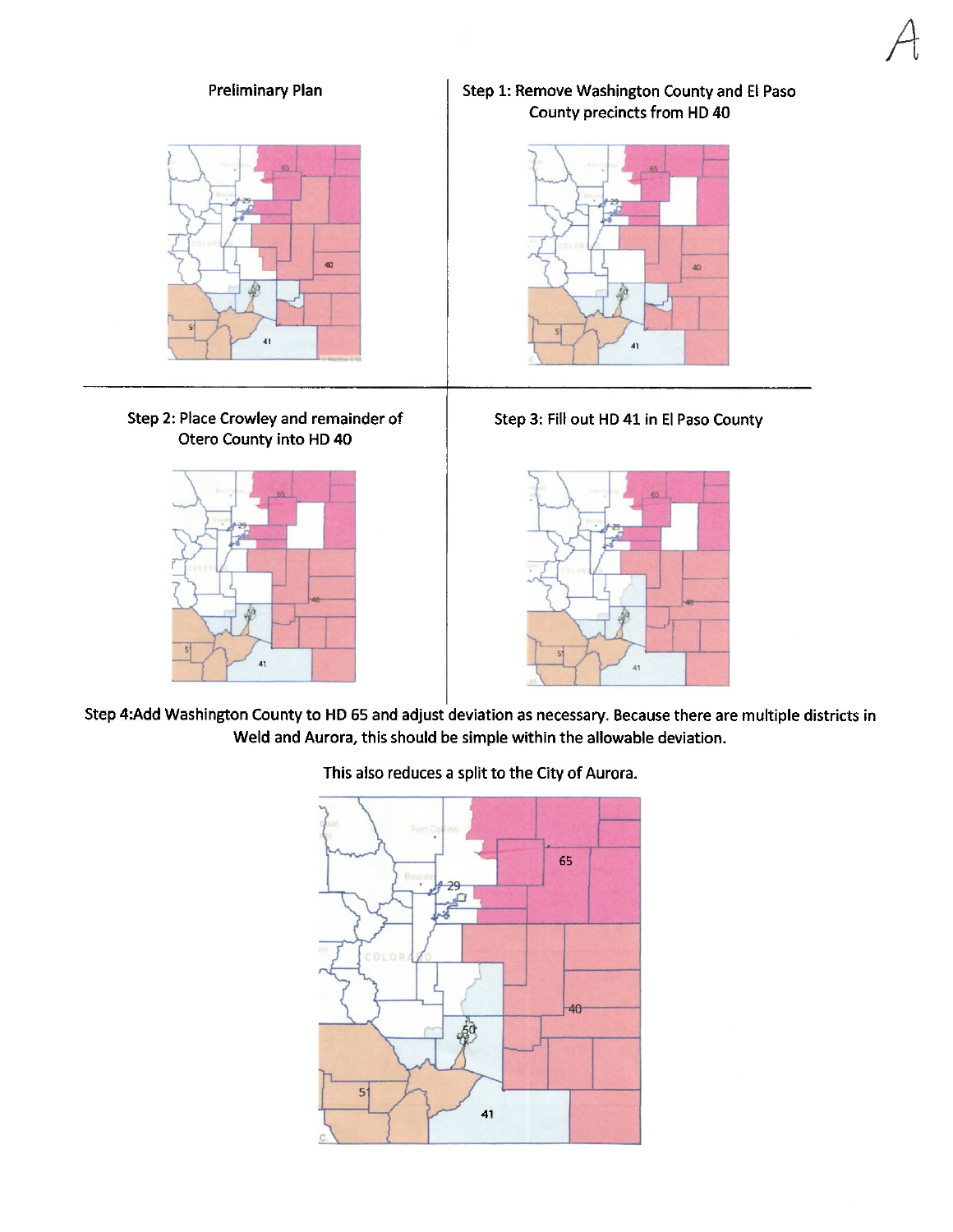A

Preliminary Plan

Step 1: Remove Washington County and El Paso County precincts from HD 40

Step 2: Place Crowley and remainder of Otero County into HD 40

Step 3: Fill out HD 41 in El Paso County

Step 4:Add Washington County to HD 65 and adjust deviation as necessary. Because there are multiple districts in Weld and Aurora, this should be simple within the allowable deviation.

This also reduces a split to the City of Aurora.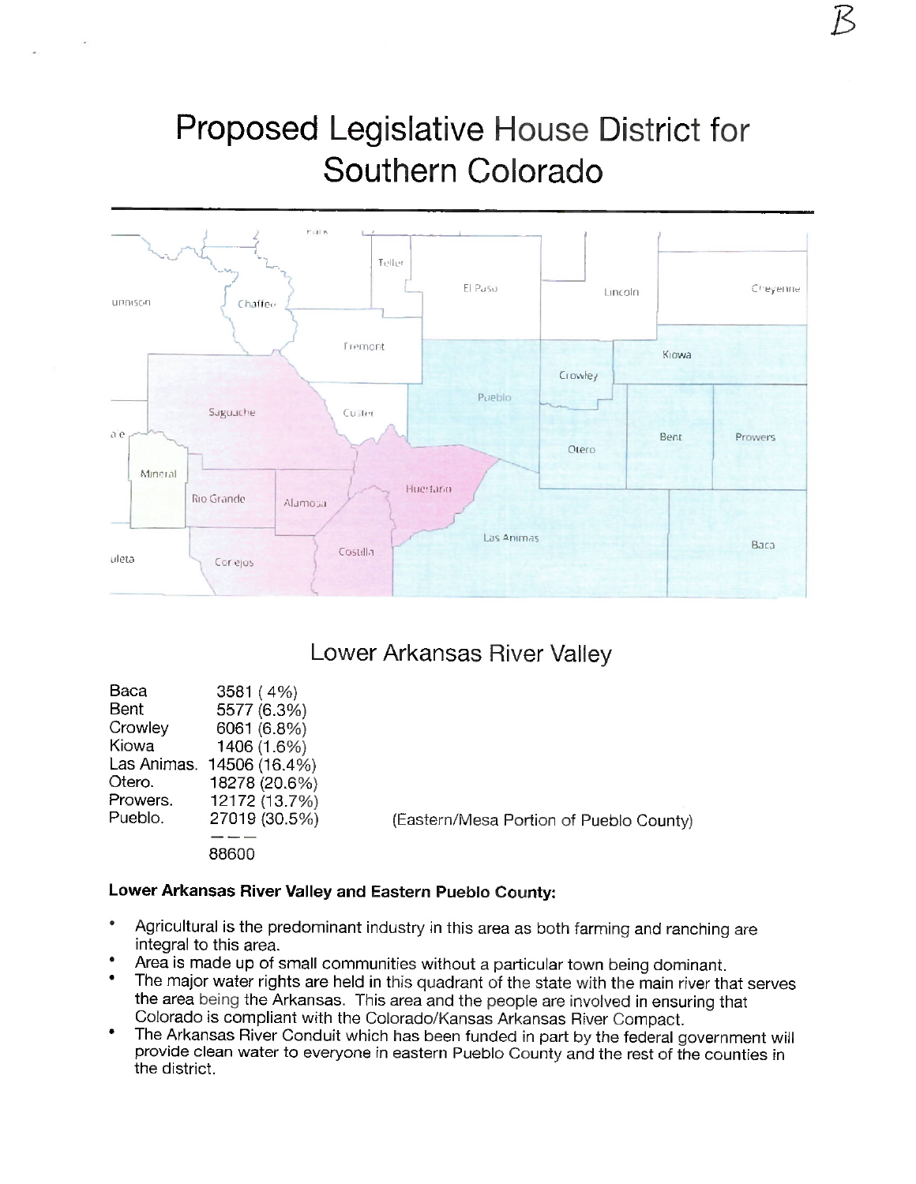B

# Proposed Legislative House District for Southern Colorado

## Lower Arkansas River Valley

| | | |
|---|---|---|
| Baca | 3581 ( 4%) | |
| Bent | 5577 (6.3%) | |
| Crowley | 6061 (6.8%) | |
| Kiowa | 1406 (1.6%) | |
| Las Animas. | 14506 (16.4%) | |
| Otero. | 18278 (20.6%) | |
| Prowers. | 12172 (13.7%) | |
| Pueblo. | 27019 (30.5%) | (Eastern/Mesa Portion of Pueblo County) |
| | 88600 | |

**Lower Arkansas River Valley and Eastern Pueblo County:**

- Agricultural is the predominant industry in this area as both farming and ranching are integral to this area.
- Area is made up of small communities without a particular town being dominant.
- The major water rights are held in this quadrant of the state with the main river that serves the area being the Arkansas. This area and the people are involved in ensuring that Colorado is compliant with the Colorado/Kansas Arkansas River Compact.
- The Arkansas River Conduit which has been funded in part by the federal government will provide clean water to everyone in eastern Pueblo County and the rest of the counties in the district.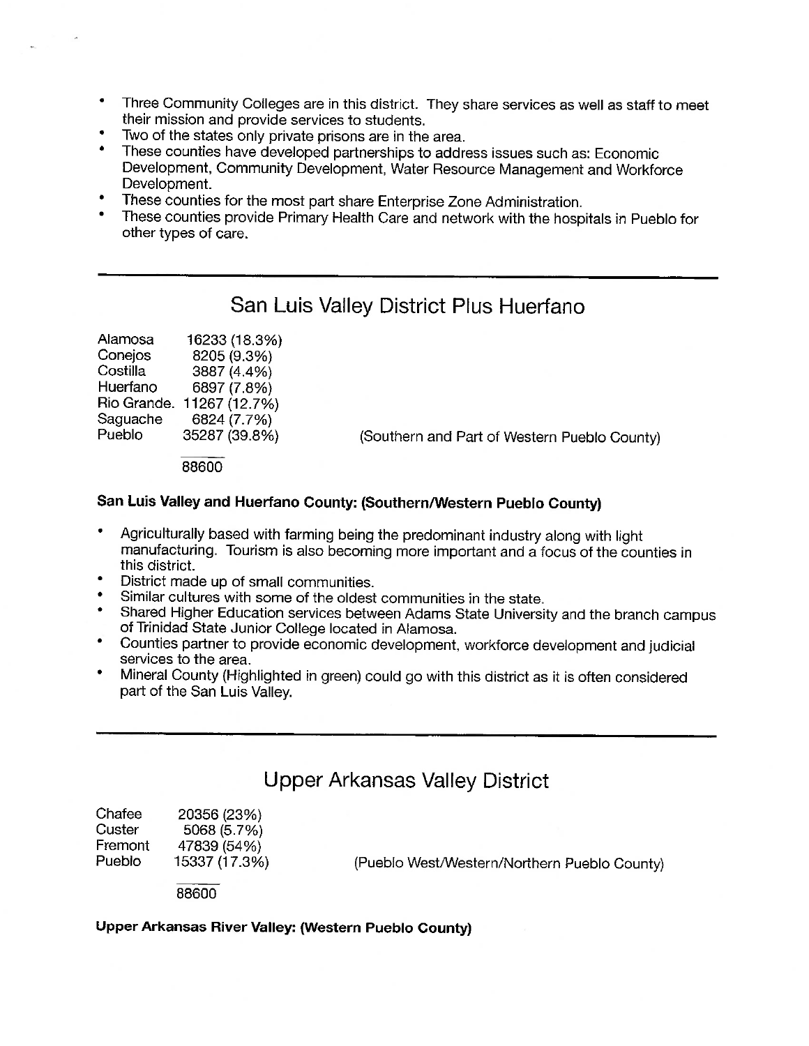- Three Community Colleges are in this district. They share services as well as staff to meet their mission and provide services to students.
- Two of the states only private prisons are in the area.
- These counties have developed partnerships to address issues such as: Economic Development, Community Development, Water Resource Management and Workforce Development.
- These counties for the most part share Enterprise Zone Administration.
- These counties provide Primary Health Care and network with the hospitals in Pueblo for other types of care.

---

## San Luis Valley District Plus Huerfano

| | | |
|---|---|---|
| Alamosa | 16233 (18.3%) | |
| Conejos | 8205 (9.3%) | |
| Costilla | 3887 (4.4%) | |
| Huerfano | 6897 (7.8%) | |
| Rio Grande. | 11267 (12.7%) | |
| Saguache | 6824 (7.7%) | |
| Pueblo | 35287 (39.8%) | (Southern and Part of Western Pueblo County) |
| | 88600 | |

**San Luis Valley and Huerfano County: (Southern/Western Pueblo County)**

- Agriculturally based with farming being the predominant industry along with light manufacturing. Tourism is also becoming more important and a focus of the counties in this district.
- District made up of small communities.
- Similar cultures with some of the oldest communities in the state.
- Shared Higher Education services between Adams State University and the branch campus of Trinidad State Junior College located in Alamosa.
- Counties partner to provide economic development, workforce development and judicial services to the area.
- Mineral County (Highlighted in green) could go with this district as it is often considered part of the San Luis Valley.

---

## Upper Arkansas Valley District

| | | |
|---|---|---|
| Chafee | 20356 (23%) | |
| Custer | 5068 (5.7%) | |
| Fremont | 47839 (54%) | |
| Pueblo | 15337 (17.3%) | (Pueblo West/Western/Northern Pueblo County) |
| | 88600 | |

**Upper Arkansas River Valley: (Western Pueblo County)**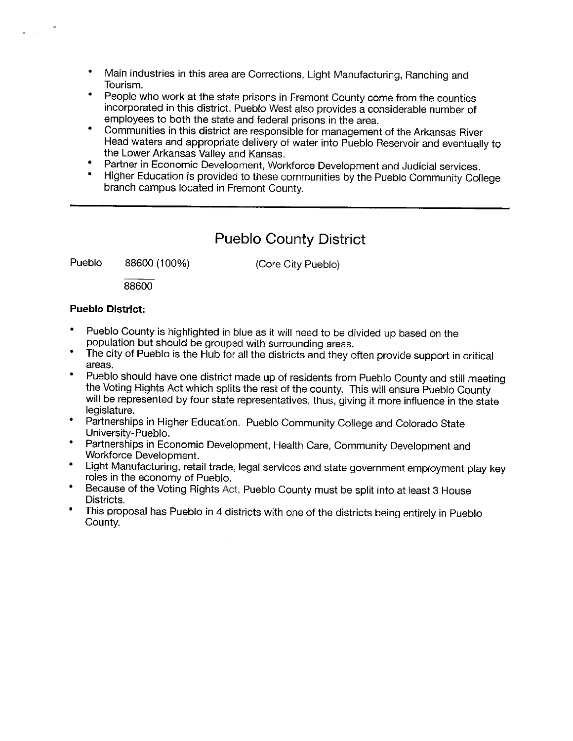- Main industries in this area are Corrections, Light Manufacturing, Ranching and Tourism.
- People who work at the state prisons in Fremont County come from the counties incorporated in this district. Pueblo West also provides a considerable number of employees to both the state and federal prisons in the area.
- Communities in this district are responsible for management of the Arkansas River Head waters and appropriate delivery of water into Pueblo Reservoir and eventually to the Lower Arkansas Valley and Kansas.
- Partner in Economic Development, Workforce Development and Judicial services.
- Higher Education is provided to these communities by the Pueblo Community College branch campus located in Fremont County.

---

## Pueblo County District

| | | |
|---|---|---|
| Pueblo | 88600 (100%) | (Core City Pueblo) |
| | 88600 | |

**Pueblo District:**

- Pueblo County is highlighted in blue as it will need to be divided up based on the population but should be grouped with surrounding areas.
- The city of Pueblo is the Hub for all the districts and they often provide support in critical areas.
- Pueblo should have one district made up of residents from Pueblo County and still meeting the Voting Rights Act which splits the rest of the county. This will ensure Pueblo County will be represented by four state representatives, thus, giving it more influence in the state legislature.
- Partnerships in Higher Education. Pueblo Community College and Colorado State University-Pueblo.
- Partnerships in Economic Development, Health Care, Community Development and Workforce Development.
- Light Manufacturing, retail trade, legal services and state government employment play key roles in the economy of Pueblo.
- Because of the Voting Rights Act, Pueblo County must be split into at least 3 House Districts.
- This proposal has Pueblo in 4 districts with one of the districts being entirely in Pueblo County.